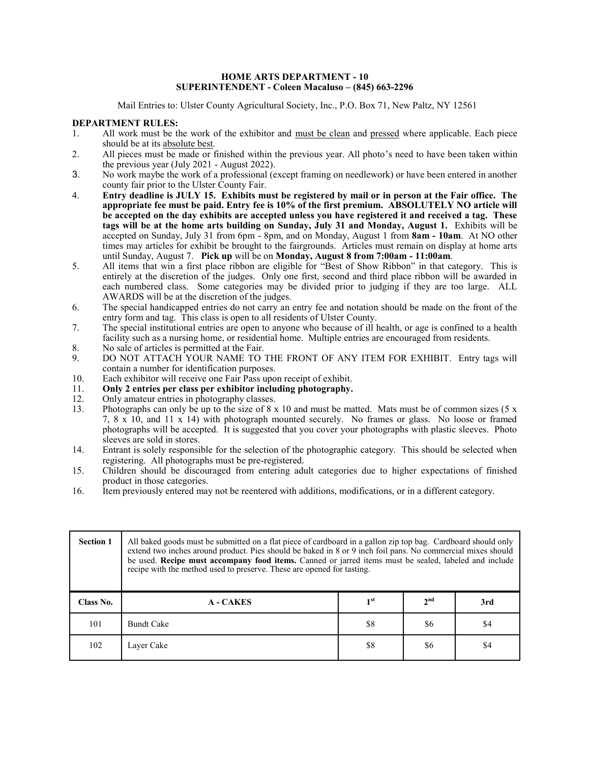# HOME ARTS DEPARTMENT - 10
## SUPERINTENDENT - Coleen Macaluso – (845) 663-2296

Mail Entries to: Ulster County Agricultural Society, Inc., P.O. Box 71, New Paltz, NY 12561

**DEPARTMENT RULES:**

1. All work must be the work of the exhibitor and must be clean and pressed where applicable. Each piece should be at its absolute best.
2. All pieces must be made or finished within the previous year. All photo's need to have been taken within the previous year (July 2021 - August 2022).
3. No work maybe the work of a professional (except framing on needlework) or have been entered in another county fair prior to the Ulster County Fair.
4. **Entry deadline is JULY 15. Exhibits must be registered by mail or in person at the Fair office. The appropriate fee must be paid. Entry fee is 10% of the first premium. ABSOLUTELY NO article will be accepted on the day exhibits are accepted unless you have registered it and received a tag. These tags will be at the home arts building on Sunday, July 31 and Monday, August 1.** Exhibits will be accepted on Sunday, July 31 from 6pm - 8pm, and on Monday, August 1 from **8am - 10am**. At NO other times may articles for exhibit be brought to the fairgrounds. Articles must remain on display at home arts until Sunday, August 7. **Pick up** will be on **Monday, August 8 from 7:00am - 11:00am**.
5. All items that win a first place ribbon are eligible for "Best of Show Ribbon" in that category. This is entirely at the discretion of the judges. Only one first, second and third place ribbon will be awarded in each numbered class. Some categories may be divided prior to judging if they are too large. ALL AWARDS will be at the discretion of the judges.
6. The special handicapped entries do not carry an entry fee and notation should be made on the front of the entry form and tag. This class is open to all residents of Ulster County.
7. The special institutional entries are open to anyone who because of ill health, or age is confined to a health facility such as a nursing home, or residential home. Multiple entries are encouraged from residents.
8. No sale of articles is permitted at the Fair.
9. DO NOT ATTACH YOUR NAME TO THE FRONT OF ANY ITEM FOR EXHIBIT. Entry tags will contain a number for identification purposes.
10. Each exhibitor will receive one Fair Pass upon receipt of exhibit.
11. **Only 2 entries per class per exhibitor including photography.**
12. Only amateur entries in photography classes.
13. Photographs can only be up to the size of 8 x 10 and must be matted. Mats must be of common sizes (5 x 7, 8 x 10, and 11 x 14) with photograph mounted securely. No frames or glass. No loose or framed photographs will be accepted. It is suggested that you cover your photographs with plastic sleeves. Photo sleeves are sold in stores.
14. Entrant is solely responsible for the selection of the photographic category. This should be selected when registering. All photographs must be pre-registered.
15. Children should be discouraged from entering adult categories due to higher expectations of finished product in those categories.
16. Item previously entered may not be reentered with additions, modifications, or in a different category.

| **Section 1** | All baked goods must be submitted on a flat piece of cardboard in a gallon zip top bag. Cardboard should only extend two inches around product. Pies should be baked in 8 or 9 inch foil pans. No commercial mixes should be used. **Recipe must accompany food items.** Canned or jarred items must be sealed, labeled and include recipe with the method used to preserve. These are opened for tasting. | | | |
|---|---|---|---|---|
| **Class No.** | **A - CAKES** | **1st** | **2nd** | **3rd** |
| 101 | Bundt Cake | $8 | $6 | $4 |
| 102 | Layer Cake | $8 | $6 | $4 |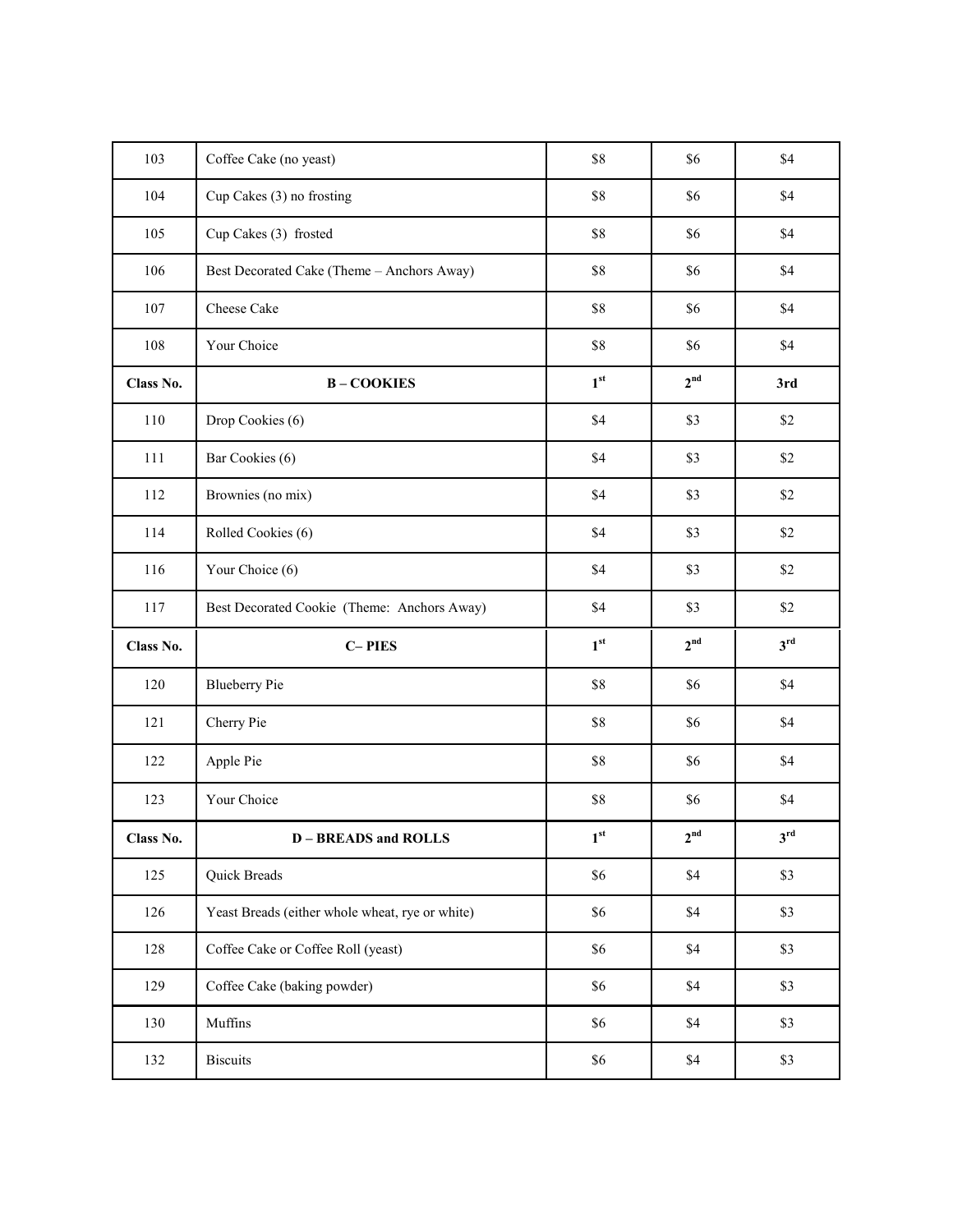| | | | | |
|---|---|---|---|---|
| 103 | Coffee Cake (no yeast) | $8 | $6 | $4 |
| 104 | Cup Cakes (3) no frosting | $8 | $6 | $4 |
| 105 | Cup Cakes (3) frosted | $8 | $6 | $4 |
| 106 | Best Decorated Cake (Theme – Anchors Away) | $8 | $6 | $4 |
| 107 | Cheese Cake | $8 | $6 | $4 |
| 108 | Your Choice | $8 | $6 | $4 |
| **Class No.** | **B – COOKIES** | **1st** | **2nd** | **3rd** |
| 110 | Drop Cookies (6) | $4 | $3 | $2 |
| 111 | Bar Cookies (6) | $4 | $3 | $2 |
| 112 | Brownies (no mix) | $4 | $3 | $2 |
| 114 | Rolled Cookies (6) | $4 | $3 | $2 |
| 116 | Your Choice (6) | $4 | $3 | $2 |
| 117 | Best Decorated Cookie (Theme: Anchors Away) | $4 | $3 | $2 |
| **Class No.** | **C– PIES** | **1st** | **2nd** | **3rd** |
| 120 | Blueberry Pie | $8 | $6 | $4 |
| 121 | Cherry Pie | $8 | $6 | $4 |
| 122 | Apple Pie | $8 | $6 | $4 |
| 123 | Your Choice | $8 | $6 | $4 |
| **Class No.** | **D – BREADS and ROLLS** | **1st** | **2nd** | **3rd** |
| 125 | Quick Breads | $6 | $4 | $3 |
| 126 | Yeast Breads (either whole wheat, rye or white) | $6 | $4 | $3 |
| 128 | Coffee Cake or Coffee Roll (yeast) | $6 | $4 | $3 |
| 129 | Coffee Cake (baking powder) | $6 | $4 | $3 |
| 130 | Muffins | $6 | $4 | $3 |
| 132 | Biscuits | $6 | $4 | $3 |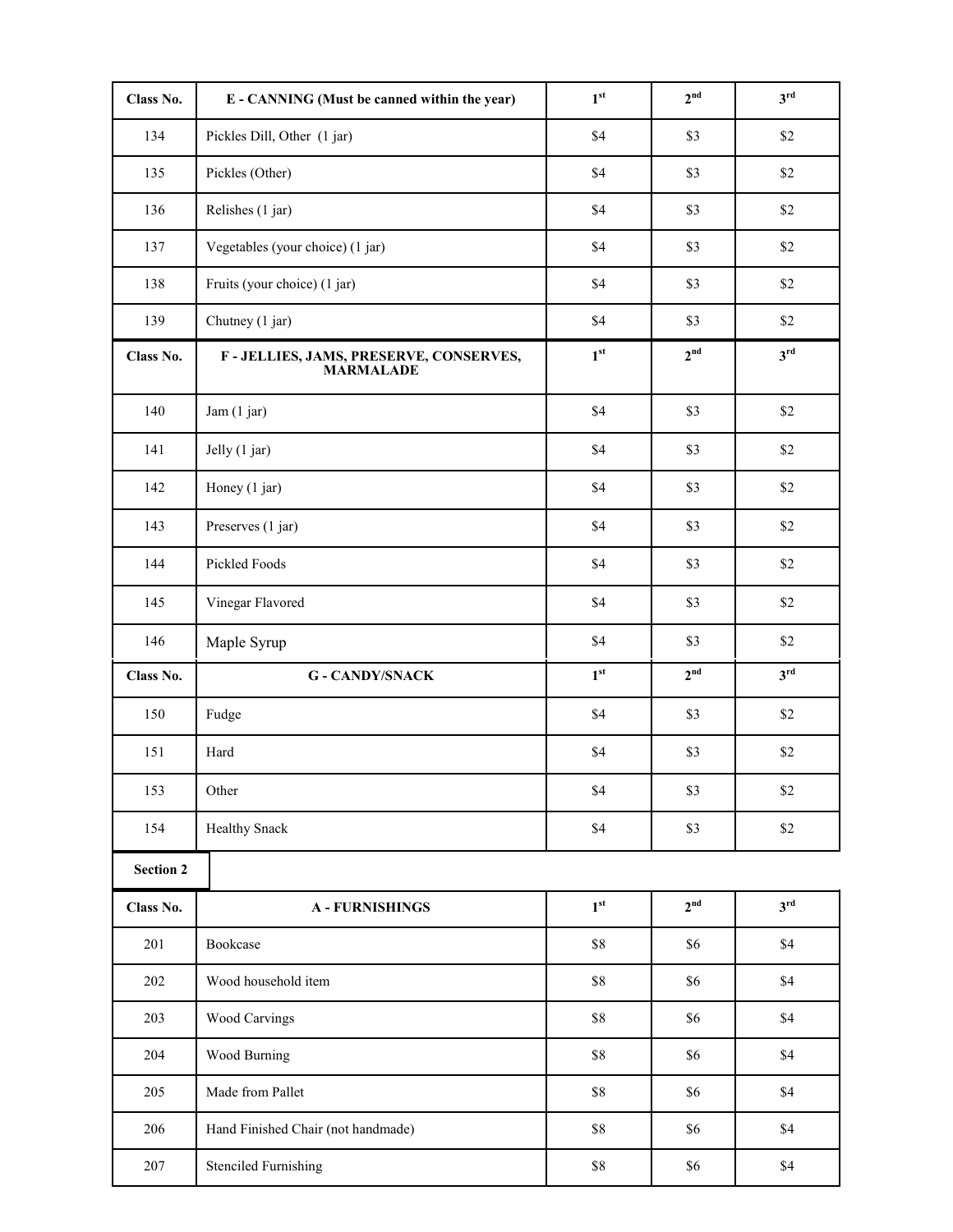| Class No. | E - CANNING (Must be canned within the year) | 1st | 2nd | 3rd |
|---|---|---|---|---|
| 134 | Pickles Dill, Other (1 jar) | $4 | $3 | $2 |
| 135 | Pickles (Other) | $4 | $3 | $2 |
| 136 | Relishes (1 jar) | $4 | $3 | $2 |
| 137 | Vegetables (your choice) (1 jar) | $4 | $3 | $2 |
| 138 | Fruits (your choice) (1 jar) | $4 | $3 | $2 |
| 139 | Chutney (1 jar) | $4 | $3 | $2 |

| Class No. | F - JELLIES, JAMS, PRESERVE, CONSERVES, MARMALADE | 1st | 2nd | 3rd |
|---|---|---|---|---|
| 140 | Jam (1 jar) | $4 | $3 | $2 |
| 141 | Jelly (1 jar) | $4 | $3 | $2 |
| 142 | Honey (1 jar) | $4 | $3 | $2 |
| 143 | Preserves (1 jar) | $4 | $3 | $2 |
| 144 | Pickled Foods | $4 | $3 | $2 |
| 145 | Vinegar Flavored | $4 | $3 | $2 |
| 146 | Maple Syrup | $4 | $3 | $2 |

| Class No. | G - CANDY/SNACK | 1st | 2nd | 3rd |
|---|---|---|---|---|
| 150 | Fudge | $4 | $3 | $2 |
| 151 | Hard | $4 | $3 | $2 |
| 153 | Other | $4 | $3 | $2 |
| 154 | Healthy Snack | $4 | $3 | $2 |

**Section 2**

| Class No. | A - FURNISHINGS | 1st | 2nd | 3rd |
|---|---|---|---|---|
| 201 | Bookcase | $8 | $6 | $4 |
| 202 | Wood household item | $8 | $6 | $4 |
| 203 | Wood Carvings | $8 | $6 | $4 |
| 204 | Wood Burning | $8 | $6 | $4 |
| 205 | Made from Pallet | $8 | $6 | $4 |
| 206 | Hand Finished Chair (not handmade) | $8 | $6 | $4 |
| 207 | Stenciled Furnishing | $8 | $6 | $4 |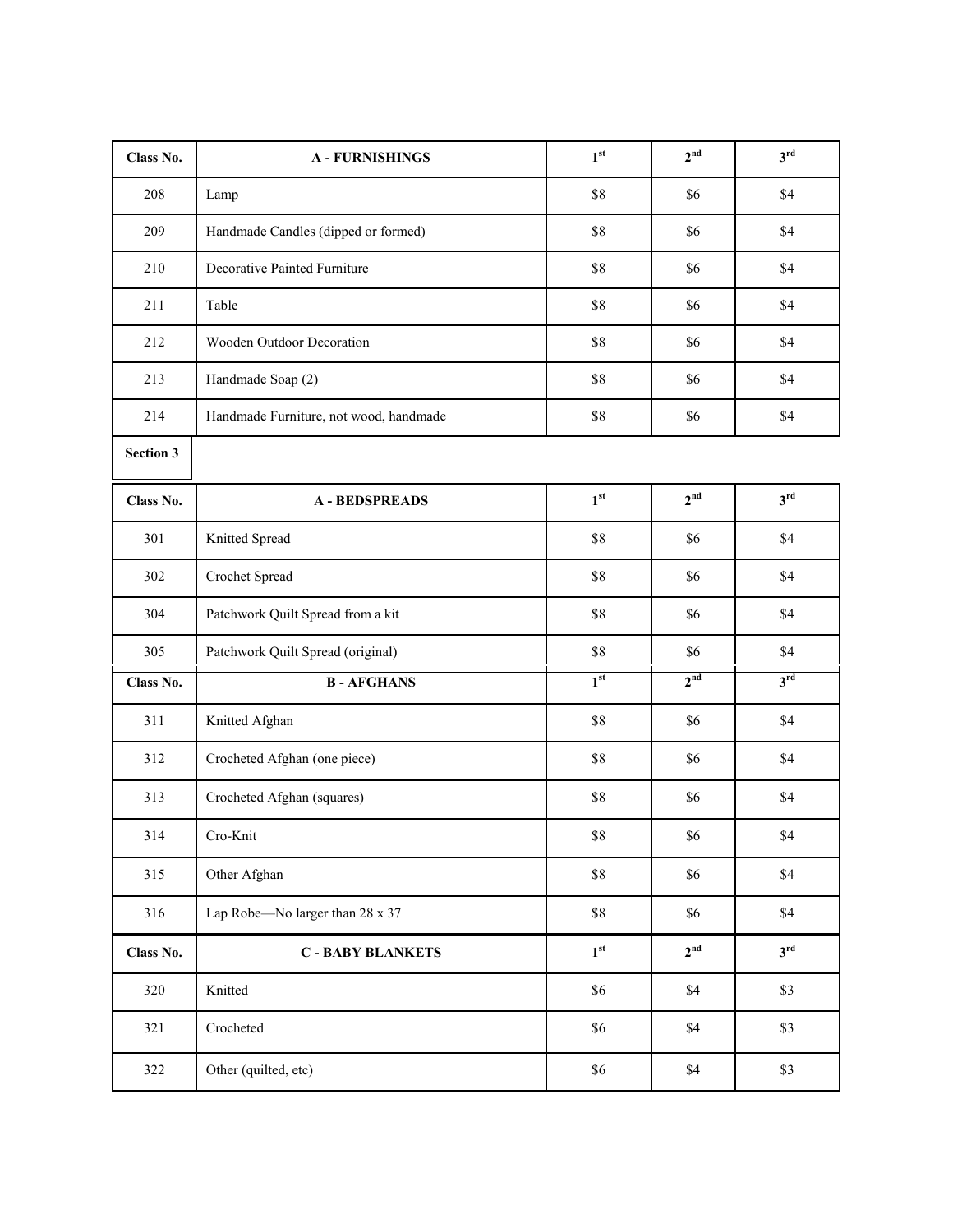| Class No. | A - FURNISHINGS | 1st | 2nd | 3rd |
|---|---|---|---|---|
| 208 | Lamp | $8 | $6 | $4 |
| 209 | Handmade Candles (dipped or formed) | $8 | $6 | $4 |
| 210 | Decorative Painted Furniture | $8 | $6 | $4 |
| 211 | Table | $8 | $6 | $4 |
| 212 | Wooden Outdoor Decoration | $8 | $6 | $4 |
| 213 | Handmade Soap (2) | $8 | $6 | $4 |
| 214 | Handmade Furniture, not wood, handmade | $8 | $6 | $4 |

**Section 3**

| Class No. | A - BEDSPREADS | 1st | 2nd | 3rd |
|---|---|---|---|---|
| 301 | Knitted Spread | $8 | $6 | $4 |
| 302 | Crochet Spread | $8 | $6 | $4 |
| 304 | Patchwork Quilt Spread from a kit | $8 | $6 | $4 |
| 305 | Patchwork Quilt Spread (original) | $8 | $6 | $4 |
| **Class No.** | **B - AFGHANS** | **1st** | **2nd** | **3rd** |
| 311 | Knitted Afghan | $8 | $6 | $4 |
| 312 | Crocheted Afghan (one piece) | $8 | $6 | $4 |
| 313 | Crocheted Afghan (squares) | $8 | $6 | $4 |
| 314 | Cro-Knit | $8 | $6 | $4 |
| 315 | Other Afghan | $8 | $6 | $4 |
| 316 | Lap Robe—No larger than 28 x 37 | $8 | $6 | $4 |
| **Class No.** | **C - BABY BLANKETS** | **1st** | **2nd** | **3rd** |
| 320 | Knitted | $6 | $4 | $3 |
| 321 | Crocheted | $6 | $4 | $3 |
| 322 | Other (quilted, etc) | $6 | $4 | $3 |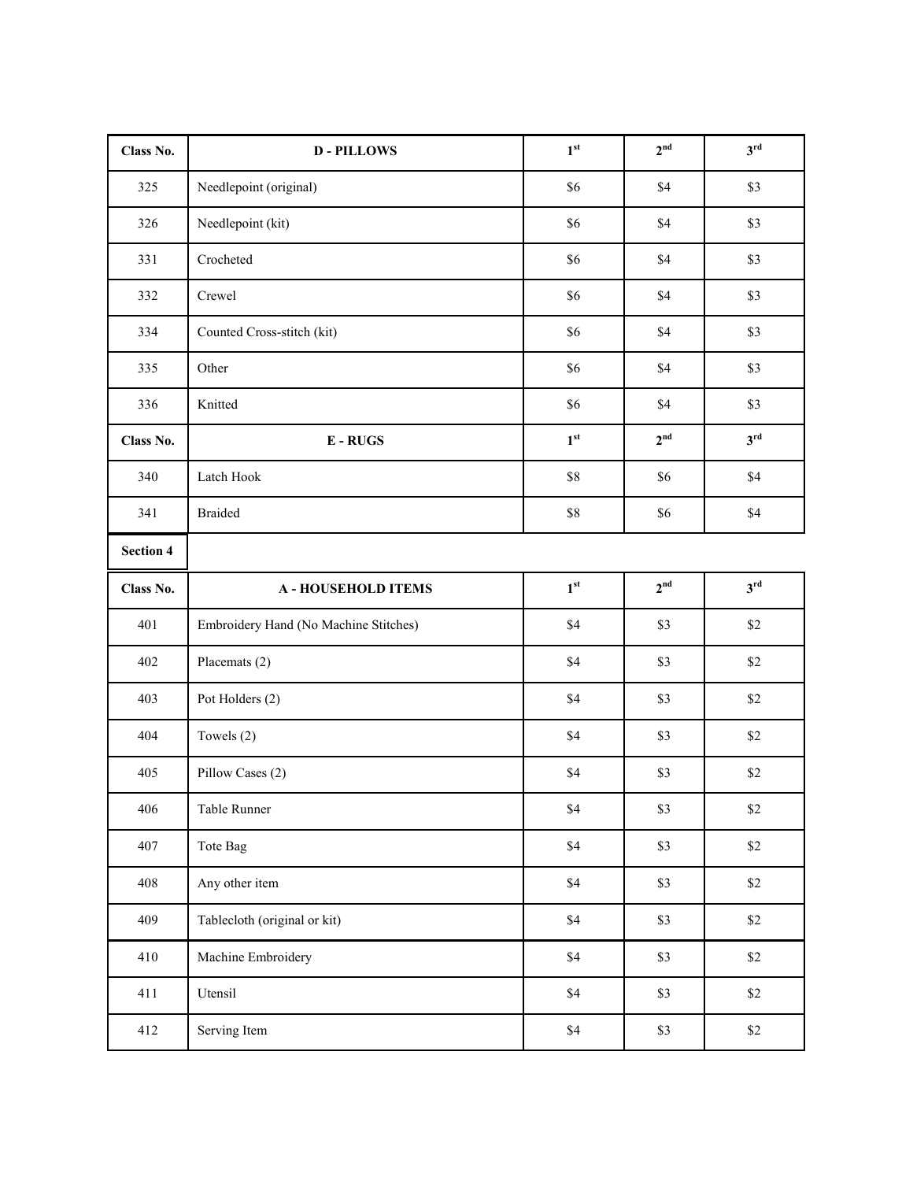| Class No. | D - PILLOWS | 1st | 2nd | 3rd |
|---|---|---|---|---|
| 325 | Needlepoint (original) | $6 | $4 | $3 |
| 326 | Needlepoint (kit) | $6 | $4 | $3 |
| 331 | Crocheted | $6 | $4 | $3 |
| 332 | Crewel | $6 | $4 | $3 |
| 334 | Counted Cross-stitch (kit) | $6 | $4 | $3 |
| 335 | Other | $6 | $4 | $3 |
| 336 | Knitted | $6 | $4 | $3 |
| **Class No.** | **E - RUGS** | **1st** | **2nd** | **3rd** |
| 340 | Latch Hook | $8 | $6 | $4 |
| 341 | Braided | $8 | $6 | $4 |

**Section 4**

| Class No. | A - HOUSEHOLD ITEMS | 1st | 2nd | 3rd |
|---|---|---|---|---|
| 401 | Embroidery Hand (No Machine Stitches) | $4 | $3 | $2 |
| 402 | Placemats (2) | $4 | $3 | $2 |
| 403 | Pot Holders (2) | $4 | $3 | $2 |
| 404 | Towels (2) | $4 | $3 | $2 |
| 405 | Pillow Cases (2) | $4 | $3 | $2 |
| 406 | Table Runner | $4 | $3 | $2 |
| 407 | Tote Bag | $4 | $3 | $2 |
| 408 | Any other item | $4 | $3 | $2 |
| 409 | Tablecloth (original or kit) | $4 | $3 | $2 |
| 410 | Machine Embroidery | $4 | $3 | $2 |
| 411 | Utensil | $4 | $3 | $2 |
| 412 | Serving Item | $4 | $3 | $2 |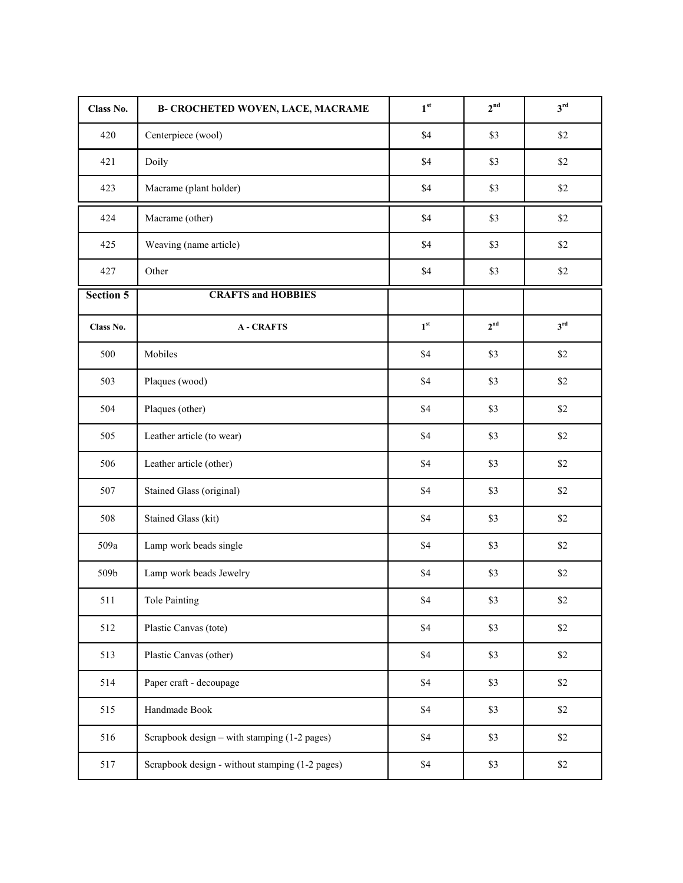| Class No. | B- CROCHETED WOVEN, LACE, MACRAME | 1st | 2nd | 3rd |
|---|---|---|---|---|
| 420 | Centerpiece (wool) | $4 | $3 | $2 |
| 421 | Doily | $4 | $3 | $2 |
| 423 | Macrame (plant holder) | $4 | $3 | $2 |
| 424 | Macrame (other) | $4 | $3 | $2 |
| 425 | Weaving (name article) | $4 | $3 | $2 |
| 427 | Other | $4 | $3 | $2 |

| Section 5 | CRAFTS and HOBBIES | | | |
|---|---|---|---|---|
| Class No. | A - CRAFTS | 1st | 2nd | 3rd |
| 500 | Mobiles | $4 | $3 | $2 |
| 503 | Plaques (wood) | $4 | $3 | $2 |
| 504 | Plaques (other) | $4 | $3 | $2 |
| 505 | Leather article (to wear) | $4 | $3 | $2 |
| 506 | Leather article (other) | $4 | $3 | $2 |
| 507 | Stained Glass (original) | $4 | $3 | $2 |
| 508 | Stained Glass (kit) | $4 | $3 | $2 |
| 509a | Lamp work beads single | $4 | $3 | $2 |
| 509b | Lamp work beads Jewelry | $4 | $3 | $2 |
| 511 | Tole Painting | $4 | $3 | $2 |
| 512 | Plastic Canvas (tote) | $4 | $3 | $2 |
| 513 | Plastic Canvas (other) | $4 | $3 | $2 |
| 514 | Paper craft - decoupage | $4 | $3 | $2 |
| 515 | Handmade Book | $4 | $3 | $2 |
| 516 | Scrapbook design – with stamping (1-2 pages) | $4 | $3 | $2 |
| 517 | Scrapbook design - without stamping (1-2 pages) | $4 | $3 | $2 |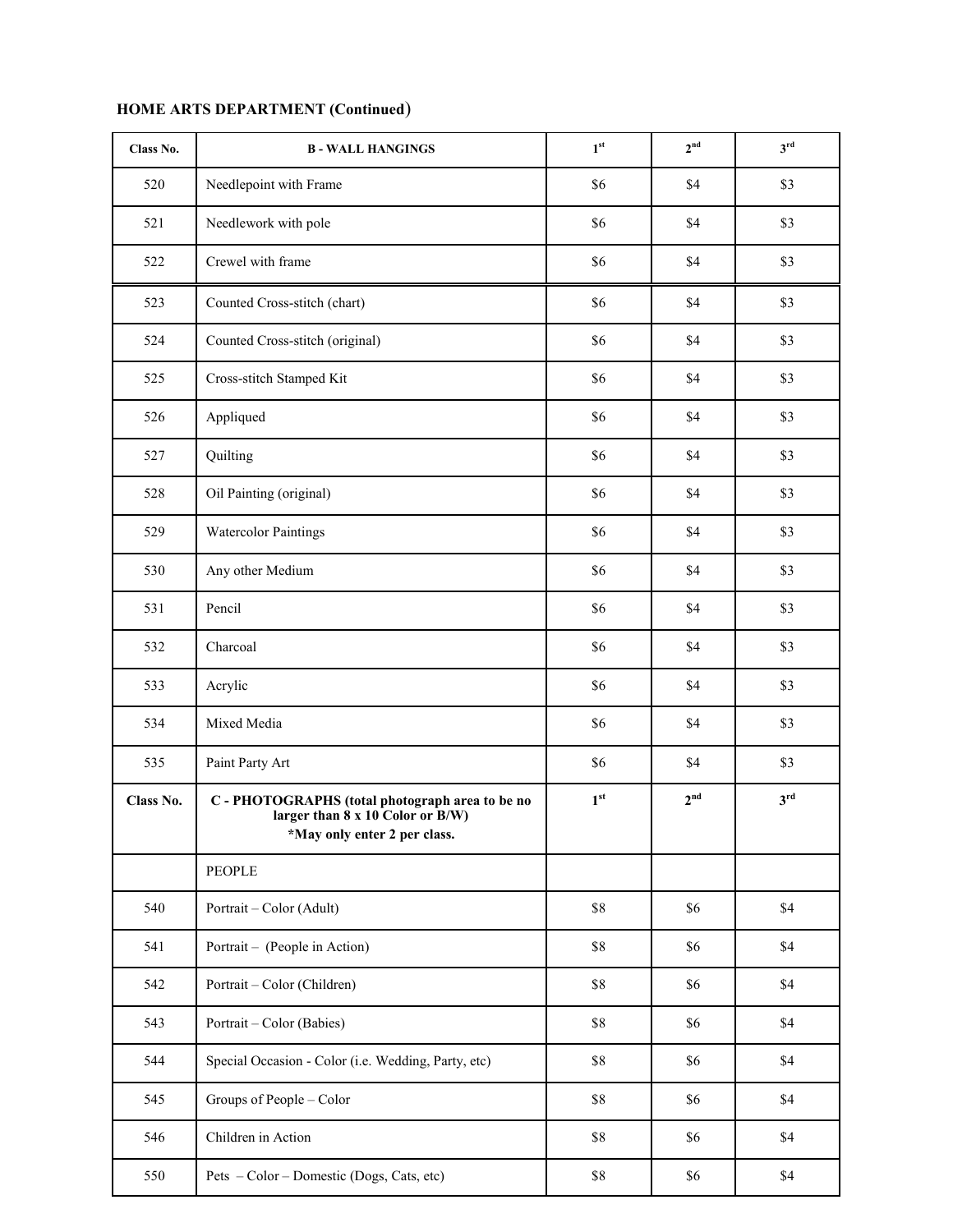## HOME ARTS DEPARTMENT (Continued)

| Class No. | B - WALL HANGINGS | 1st | 2nd | 3rd |
|---|---|---|---|---|
| 520 | Needlepoint with Frame | $6 | $4 | $3 |
| 521 | Needlework with pole | $6 | $4 | $3 |
| 522 | Crewel with frame | $6 | $4 | $3 |
| 523 | Counted Cross-stitch (chart) | $6 | $4 | $3 |
| 524 | Counted Cross-stitch (original) | $6 | $4 | $3 |
| 525 | Cross-stitch Stamped Kit | $6 | $4 | $3 |
| 526 | Appliqued | $6 | $4 | $3 |
| 527 | Quilting | $6 | $4 | $3 |
| 528 | Oil Painting (original) | $6 | $4 | $3 |
| 529 | Watercolor Paintings | $6 | $4 | $3 |
| 530 | Any other Medium | $6 | $4 | $3 |
| 531 | Pencil | $6 | $4 | $3 |
| 532 | Charcoal | $6 | $4 | $3 |
| 533 | Acrylic | $6 | $4 | $3 |
| 534 | Mixed Media | $6 | $4 | $3 |
| 535 | Paint Party Art | $6 | $4 | $3 |
| **Class No.** | **C - PHOTOGRAPHS (total photograph area to be no larger than 8 x 10 Color or B/W) *May only enter 2 per class.** | **1st** | **2nd** | **3rd** |
| | PEOPLE | | | |
| 540 | Portrait – Color (Adult) | $8 | $6 | $4 |
| 541 | Portrait – (People in Action) | $8 | $6 | $4 |
| 542 | Portrait – Color (Children) | $8 | $6 | $4 |
| 543 | Portrait – Color (Babies) | $8 | $6 | $4 |
| 544 | Special Occasion - Color (i.e. Wedding, Party, etc) | $8 | $6 | $4 |
| 545 | Groups of People – Color | $8 | $6 | $4 |
| 546 | Children in Action | $8 | $6 | $4 |
| 550 | Pets – Color – Domestic (Dogs, Cats, etc) | $8 | $6 | $4 |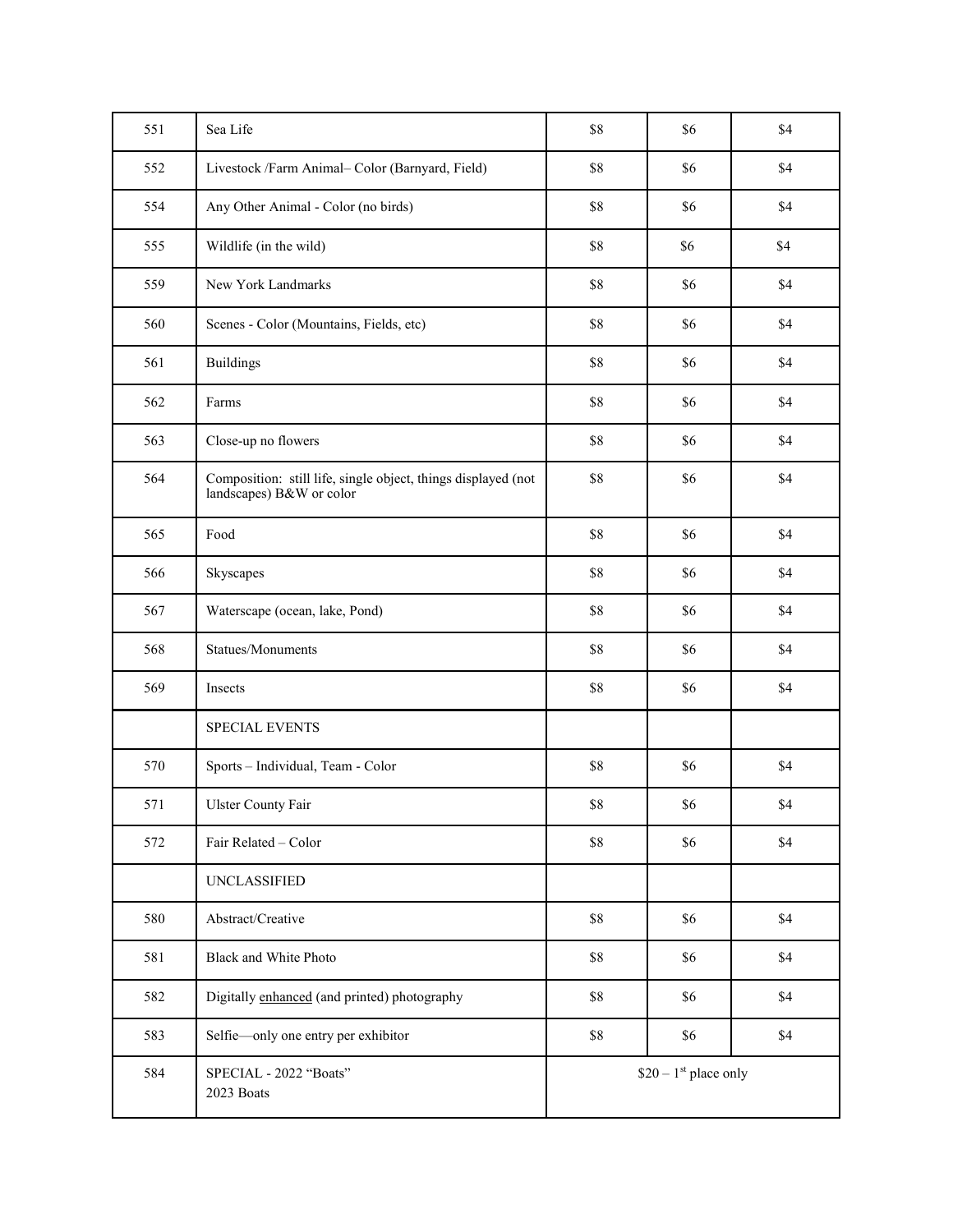| | | | | |
|---|---|---|---|---|
| 551 | Sea Life | $8 | $6 | $4 |
| 552 | Livestock /Farm Animal– Color (Barnyard, Field) | $8 | $6 | $4 |
| 554 | Any Other Animal - Color (no birds) | $8 | $6 | $4 |
| 555 | Wildlife (in the wild) | $8 | $6 | $4 |
| 559 | New York Landmarks | $8 | $6 | $4 |
| 560 | Scenes - Color (Mountains, Fields, etc) | $8 | $6 | $4 |
| 561 | Buildings | $8 | $6 | $4 |
| 562 | Farms | $8 | $6 | $4 |
| 563 | Close-up no flowers | $8 | $6 | $4 |
| 564 | Composition: still life, single object, things displayed (not landscapes) B&W or color | $8 | $6 | $4 |
| 565 | Food | $8 | $6 | $4 |
| 566 | Skyscapes | $8 | $6 | $4 |
| 567 | Waterscape (ocean, lake, Pond) | $8 | $6 | $4 |
| 568 | Statues/Monuments | $8 | $6 | $4 |
| 569 | Insects | $8 | $6 | $4 |
| | SPECIAL EVENTS | | | |
| 570 | Sports – Individual, Team - Color | $8 | $6 | $4 |
| 571 | Ulster County Fair | $8 | $6 | $4 |
| 572 | Fair Related – Color | $8 | $6 | $4 |
| | UNCLASSIFIED | | | |
| 580 | Abstract/Creative | $8 | $6 | $4 |
| 581 | Black and White Photo | $8 | $6 | $4 |
| 582 | Digitally enhanced (and printed) photography | $8 | $6 | $4 |
| 583 | Selfie—only one entry per exhibitor | $8 | $6 | $4 |
| 584 | SPECIAL - 2022 "Boats" 2023 Boats | $20 – 1st place only | | |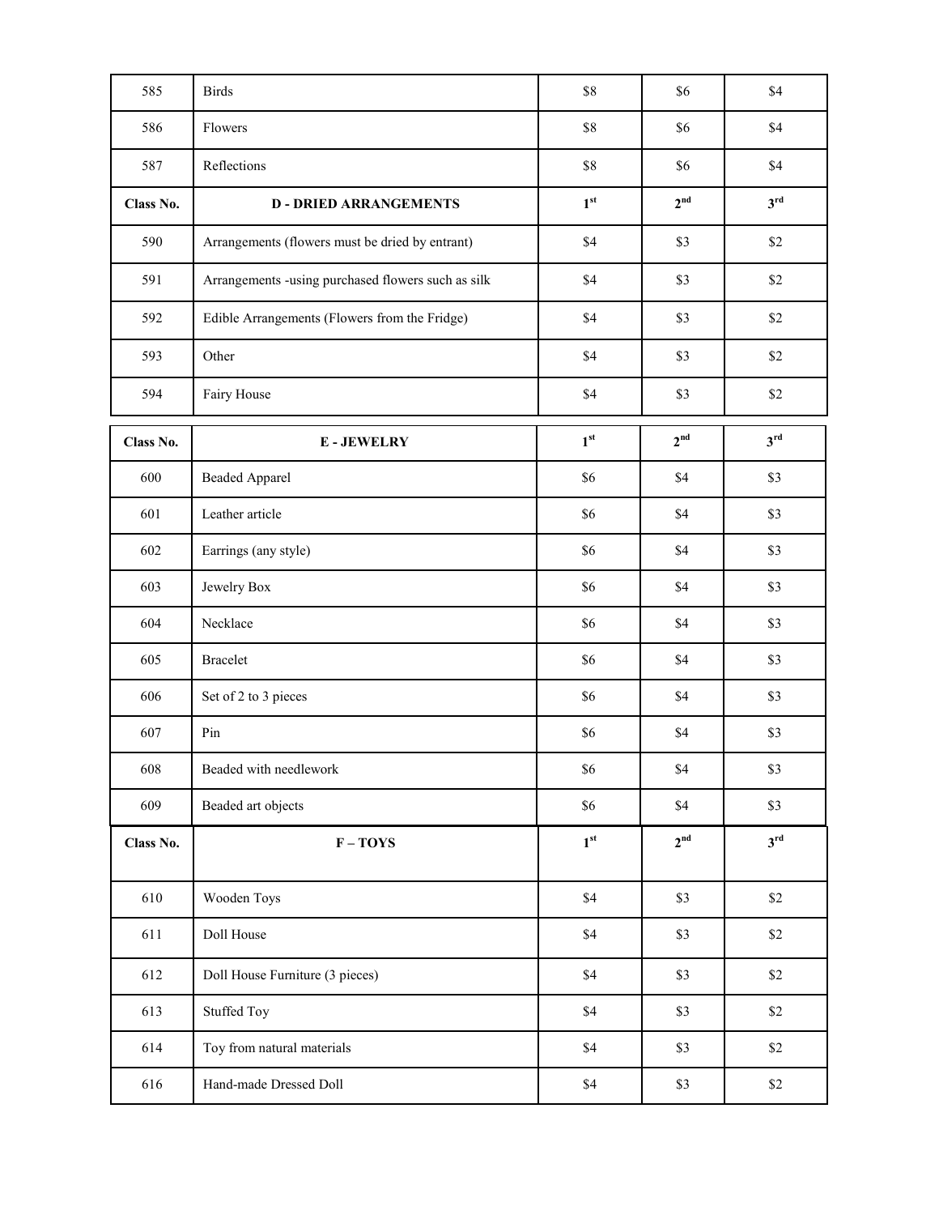| 585 | Birds | $8 | $6 | $4 |
|---|---|---|---|---|
| 586 | Flowers | $8 | $6 | $4 |
| 587 | Reflections | $8 | $6 | $4 |
| **Class No.** | **D - DRIED ARRANGEMENTS** | **1st** | **2nd** | **3rd** |
| 590 | Arrangements (flowers must be dried by entrant) | $4 | $3 | $2 |
| 591 | Arrangements -using purchased flowers such as silk | $4 | $3 | $2 |
| 592 | Edible Arrangements (Flowers from the Fridge) | $4 | $3 | $2 |
| 593 | Other | $4 | $3 | $2 |
| 594 | Fairy House | $4 | $3 | $2 |

| Class No. | E - JEWELRY | 1st | 2nd | 3rd |
|---|---|---|---|---|
| 600 | Beaded Apparel | $6 | $4 | $3 |
| 601 | Leather article | $6 | $4 | $3 |
| 602 | Earrings (any style) | $6 | $4 | $3 |
| 603 | Jewelry Box | $6 | $4 | $3 |
| 604 | Necklace | $6 | $4 | $3 |
| 605 | Bracelet | $6 | $4 | $3 |
| 606 | Set of 2 to 3 pieces | $6 | $4 | $3 |
| 607 | Pin | $6 | $4 | $3 |
| 608 | Beaded with needlework | $6 | $4 | $3 |
| 609 | Beaded art objects | $6 | $4 | $3 |

| Class No. | F – TOYS | 1st | 2nd | 3rd |
|---|---|---|---|---|
| 610 | Wooden Toys | $4 | $3 | $2 |
| 611 | Doll House | $4 | $3 | $2 |
| 612 | Doll House Furniture (3 pieces) | $4 | $3 | $2 |
| 613 | Stuffed Toy | $4 | $3 | $2 |
| 614 | Toy from natural materials | $4 | $3 | $2 |
| 616 | Hand-made Dressed Doll | $4 | $3 | $2 |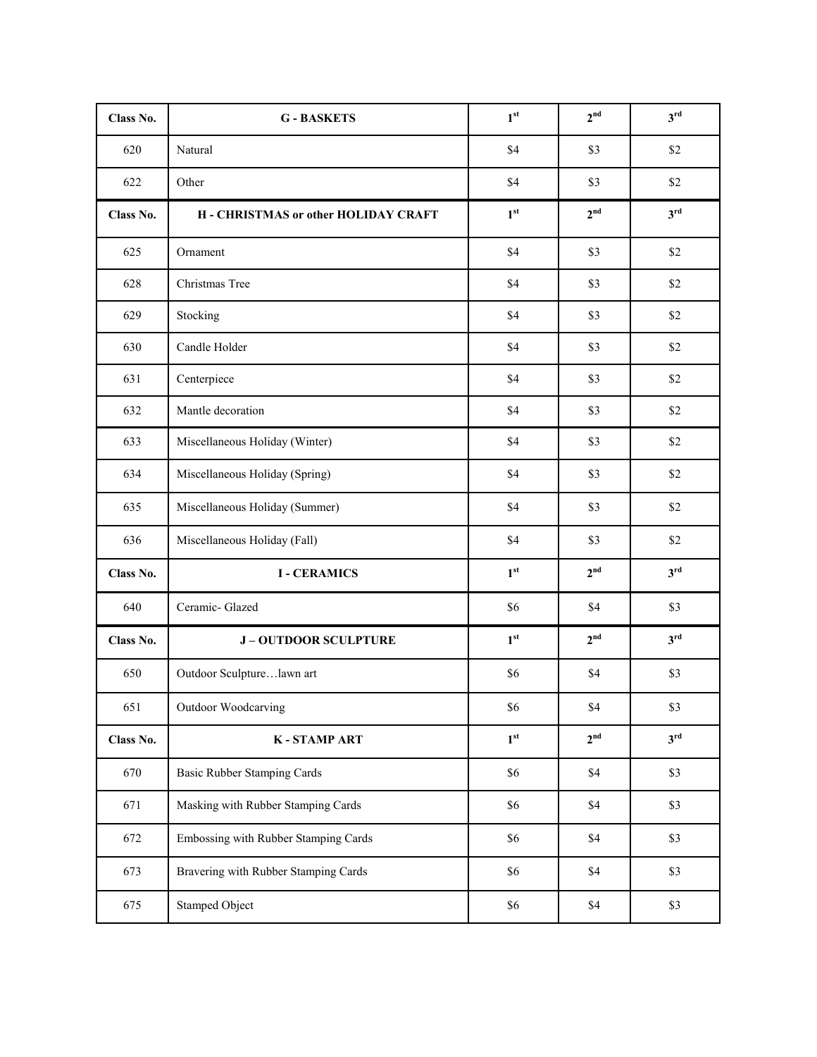| Class No. | G - BASKETS | 1st | 2nd | 3rd |
|---|---|---|---|---|
| 620 | Natural | $4 | $3 | $2 |
| 622 | Other | $4 | $3 | $2 |
| **Class No.** | **H - CHRISTMAS or other HOLIDAY CRAFT** | **1st** | **2nd** | **3rd** |
| 625 | Ornament | $4 | $3 | $2 |
| 628 | Christmas Tree | $4 | $3 | $2 |
| 629 | Stocking | $4 | $3 | $2 |
| 630 | Candle Holder | $4 | $3 | $2 |
| 631 | Centerpiece | $4 | $3 | $2 |
| 632 | Mantle decoration | $4 | $3 | $2 |
| 633 | Miscellaneous Holiday (Winter) | $4 | $3 | $2 |
| 634 | Miscellaneous Holiday (Spring) | $4 | $3 | $2 |
| 635 | Miscellaneous Holiday (Summer) | $4 | $3 | $2 |
| 636 | Miscellaneous Holiday (Fall) | $4 | $3 | $2 |
| **Class No.** | **I - CERAMICS** | **1st** | **2nd** | **3rd** |
| 640 | Ceramic- Glazed | $6 | $4 | $3 |
| **Class No.** | **J – OUTDOOR SCULPTURE** | **1st** | **2nd** | **3rd** |
| 650 | Outdoor Sculpture…lawn art | $6 | $4 | $3 |
| 651 | Outdoor Woodcarving | $6 | $4 | $3 |
| **Class No.** | **K - STAMP ART** | **1st** | **2nd** | **3rd** |
| 670 | Basic Rubber Stamping Cards | $6 | $4 | $3 |
| 671 | Masking with Rubber Stamping Cards | $6 | $4 | $3 |
| 672 | Embossing with Rubber Stamping Cards | $6 | $4 | $3 |
| 673 | Bravering with Rubber Stamping Cards | $6 | $4 | $3 |
| 675 | Stamped Object | $6 | $4 | $3 |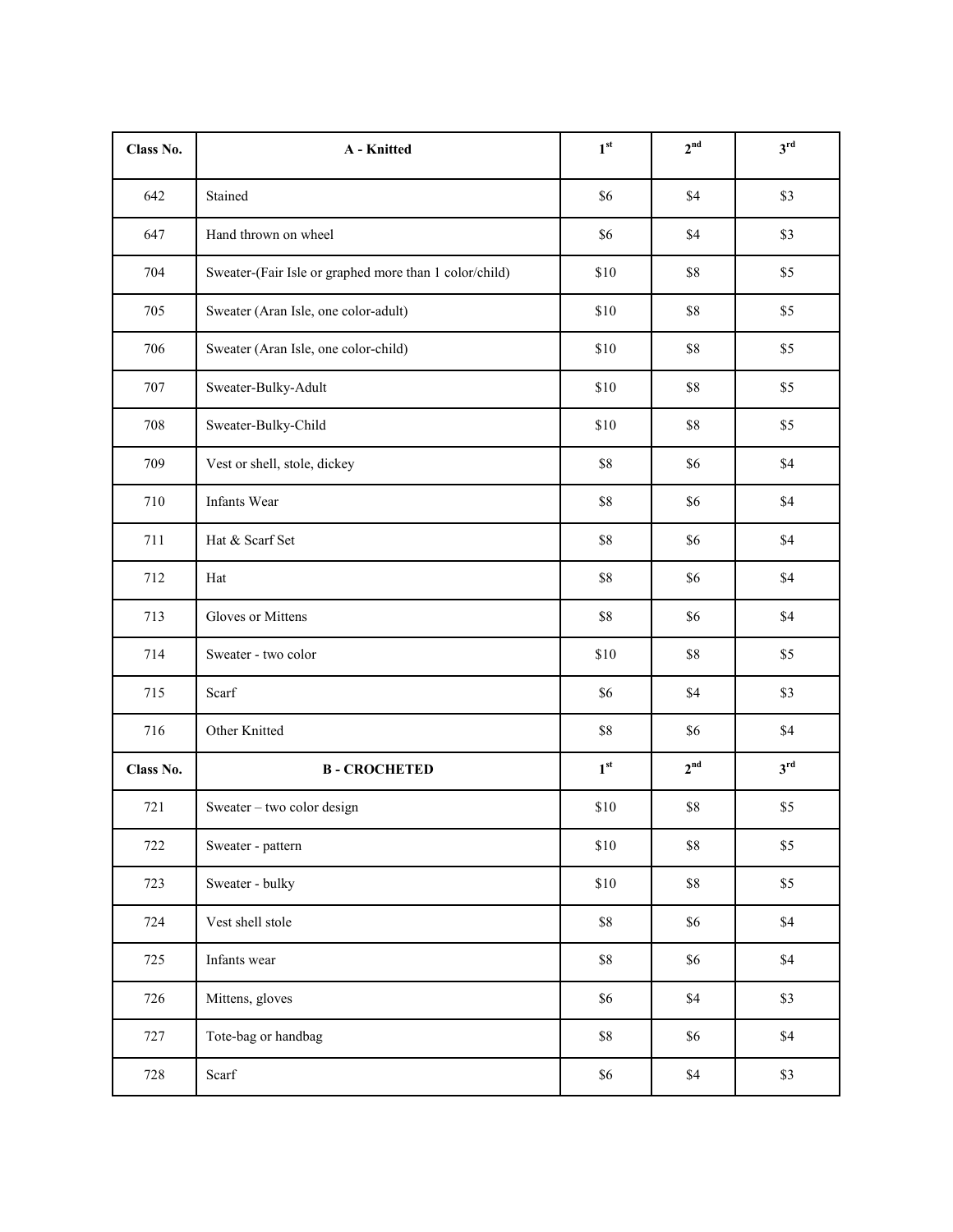| Class No. | A - Knitted | 1st | 2nd | 3rd |
|---|---|---|---|---|
| 642 | Stained | $6 | $4 | $3 |
| 647 | Hand thrown on wheel | $6 | $4 | $3 |
| 704 | Sweater-(Fair Isle or graphed more than 1 color/child) | $10 | $8 | $5 |
| 705 | Sweater (Aran Isle, one color-adult) | $10 | $8 | $5 |
| 706 | Sweater (Aran Isle, one color-child) | $10 | $8 | $5 |
| 707 | Sweater-Bulky-Adult | $10 | $8 | $5 |
| 708 | Sweater-Bulky-Child | $10 | $8 | $5 |
| 709 | Vest or shell, stole, dickey | $8 | $6 | $4 |
| 710 | Infants Wear | $8 | $6 | $4 |
| 711 | Hat & Scarf Set | $8 | $6 | $4 |
| 712 | Hat | $8 | $6 | $4 |
| 713 | Gloves or Mittens | $8 | $6 | $4 |
| 714 | Sweater - two color | $10 | $8 | $5 |
| 715 | Scarf | $6 | $4 | $3 |
| 716 | Other Knitted | $8 | $6 | $4 |
| **Class No.** | **B - CROCHETED** | **1st** | **2nd** | **3rd** |
| 721 | Sweater – two color design | $10 | $8 | $5 |
| 722 | Sweater - pattern | $10 | $8 | $5 |
| 723 | Sweater - bulky | $10 | $8 | $5 |
| 724 | Vest shell stole | $8 | $6 | $4 |
| 725 | Infants wear | $8 | $6 | $4 |
| 726 | Mittens, gloves | $6 | $4 | $3 |
| 727 | Tote-bag or handbag | $8 | $6 | $4 |
| 728 | Scarf | $6 | $4 | $3 |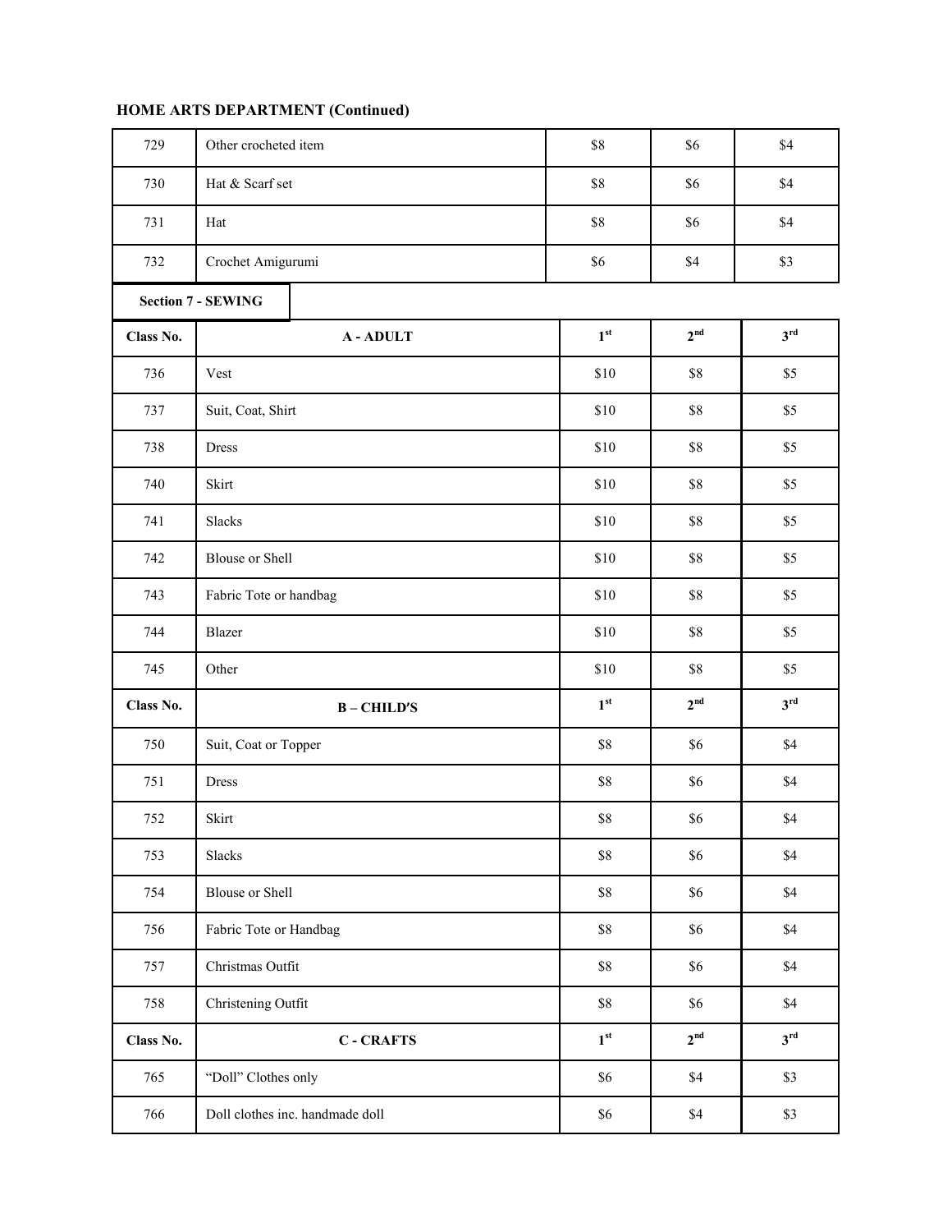**HOME ARTS DEPARTMENT (Continued)**

| | | | | |
|---|---|---|---|---|
| 729 | Other crocheted item | $8 | $6 | $4 |
| 730 | Hat & Scarf set | $8 | $6 | $4 |
| 731 | Hat | $8 | $6 | $4 |
| 732 | Crochet Amigurumi | $6 | $4 | $3 |

**Section 7 - SEWING**

| Class No. | A - ADULT | 1st | 2nd | 3rd |
|---|---|---|---|---|
| 736 | Vest | $10 | $8 | $5 |
| 737 | Suit, Coat, Shirt | $10 | $8 | $5 |
| 738 | Dress | $10 | $8 | $5 |
| 740 | Skirt | $10 | $8 | $5 |
| 741 | Slacks | $10 | $8 | $5 |
| 742 | Blouse or Shell | $10 | $8 | $5 |
| 743 | Fabric Tote or handbag | $10 | $8 | $5 |
| 744 | Blazer | $10 | $8 | $5 |
| 745 | Other | $10 | $8 | $5 |
| **Class No.** | **B – CHILD'S** | **1st** | **2nd** | **3rd** |
| 750 | Suit, Coat or Topper | $8 | $6 | $4 |
| 751 | Dress | $8 | $6 | $4 |
| 752 | Skirt | $8 | $6 | $4 |
| 753 | Slacks | $8 | $6 | $4 |
| 754 | Blouse or Shell | $8 | $6 | $4 |
| 756 | Fabric Tote or Handbag | $8 | $6 | $4 |
| 757 | Christmas Outfit | $8 | $6 | $4 |
| 758 | Christening Outfit | $8 | $6 | $4 |
| **Class No.** | **C - CRAFTS** | **1st** | **2nd** | **3rd** |
| 765 | "Doll" Clothes only | $6 | $4 | $3 |
| 766 | Doll clothes inc. handmade doll | $6 | $4 | $3 |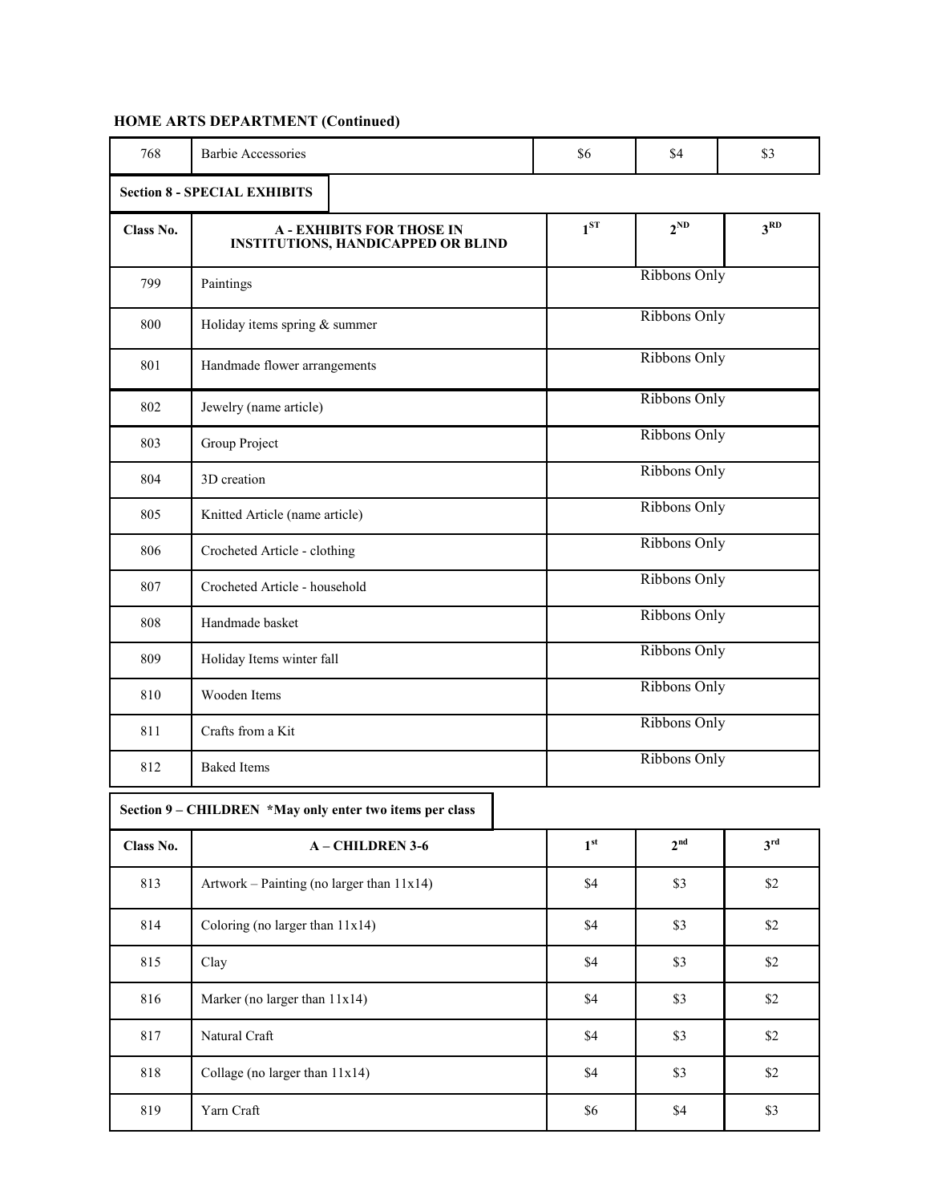**HOME ARTS DEPARTMENT (Continued)**

| | | | | |
|---|---|---|---|---|
| 768 | Barbie Accessories | $6 | $4 | $3 |

**Section 8 - SPECIAL EXHIBITS**

| Class No. | A - EXHIBITS FOR THOSE IN INSTITUTIONS, HANDICAPPED OR BLIND | 1ST | 2ND | 3RD |
|---|---|---|---|---|
| 799 | Paintings | | Ribbons Only | |
| 800 | Holiday items spring & summer | | Ribbons Only | |
| 801 | Handmade flower arrangements | | Ribbons Only | |
| 802 | Jewelry (name article) | | Ribbons Only | |
| 803 | Group Project | | Ribbons Only | |
| 804 | 3D creation | | Ribbons Only | |
| 805 | Knitted Article (name article) | | Ribbons Only | |
| 806 | Crocheted Article - clothing | | Ribbons Only | |
| 807 | Crocheted Article - household | | Ribbons Only | |
| 808 | Handmade basket | | Ribbons Only | |
| 809 | Holiday Items winter fall | | Ribbons Only | |
| 810 | Wooden Items | | Ribbons Only | |
| 811 | Crafts from a Kit | | Ribbons Only | |
| 812 | Baked Items | | Ribbons Only | |

**Section 9 – CHILDREN *May only enter two items per class**

| Class No. | A – CHILDREN 3-6 | 1st | 2nd | 3rd |
|---|---|---|---|---|
| 813 | Artwork – Painting (no larger than 11x14) | $4 | $3 | $2 |
| 814 | Coloring (no larger than 11x14) | $4 | $3 | $2 |
| 815 | Clay | $4 | $3 | $2 |
| 816 | Marker (no larger than 11x14) | $4 | $3 | $2 |
| 817 | Natural Craft | $4 | $3 | $2 |
| 818 | Collage (no larger than 11x14) | $4 | $3 | $2 |
| 819 | Yarn Craft | $6 | $4 | $3 |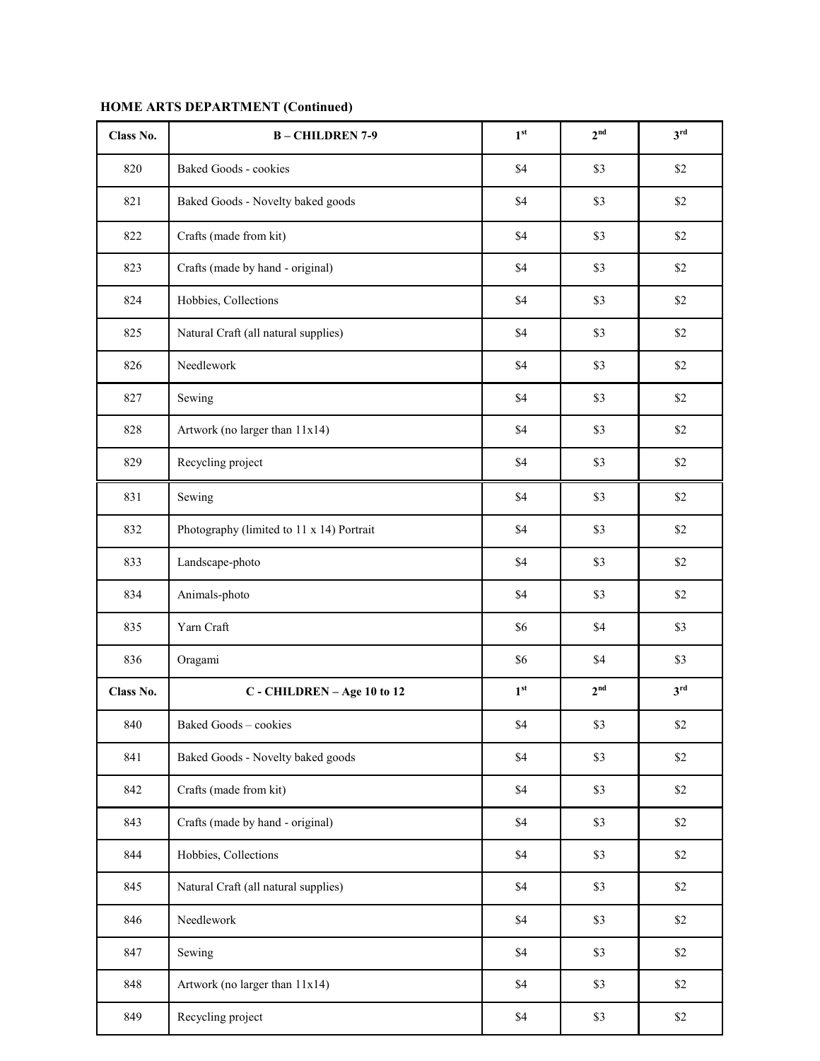**HOME ARTS DEPARTMENT (Continued)**

| Class No. | B – CHILDREN 7-9 | 1st | 2nd | 3rd |
|---|---|---|---|---|
| 820 | Baked Goods - cookies | $4 | $3 | $2 |
| 821 | Baked Goods - Novelty baked goods | $4 | $3 | $2 |
| 822 | Crafts (made from kit) | $4 | $3 | $2 |
| 823 | Crafts (made by hand - original) | $4 | $3 | $2 |
| 824 | Hobbies, Collections | $4 | $3 | $2 |
| 825 | Natural Craft (all natural supplies) | $4 | $3 | $2 |
| 826 | Needlework | $4 | $3 | $2 |
| 827 | Sewing | $4 | $3 | $2 |
| 828 | Artwork (no larger than 11x14) | $4 | $3 | $2 |
| 829 | Recycling project | $4 | $3 | $2 |
| 831 | Sewing | $4 | $3 | $2 |
| 832 | Photography (limited to 11 x 14) Portrait | $4 | $3 | $2 |
| 833 | Landscape-photo | $4 | $3 | $2 |
| 834 | Animals-photo | $4 | $3 | $2 |
| 835 | Yarn Craft | $6 | $4 | $3 |
| 836 | Oragami | $6 | $4 | $3 |
| **Class No.** | **C - CHILDREN – Age 10 to 12** | **1st** | **2nd** | **3rd** |
| 840 | Baked Goods – cookies | $4 | $3 | $2 |
| 841 | Baked Goods - Novelty baked goods | $4 | $3 | $2 |
| 842 | Crafts (made from kit) | $4 | $3 | $2 |
| 843 | Crafts (made by hand - original) | $4 | $3 | $2 |
| 844 | Hobbies, Collections | $4 | $3 | $2 |
| 845 | Natural Craft (all natural supplies) | $4 | $3 | $2 |
| 846 | Needlework | $4 | $3 | $2 |
| 847 | Sewing | $4 | $3 | $2 |
| 848 | Artwork (no larger than 11x14) | $4 | $3 | $2 |
| 849 | Recycling project | $4 | $3 | $2 |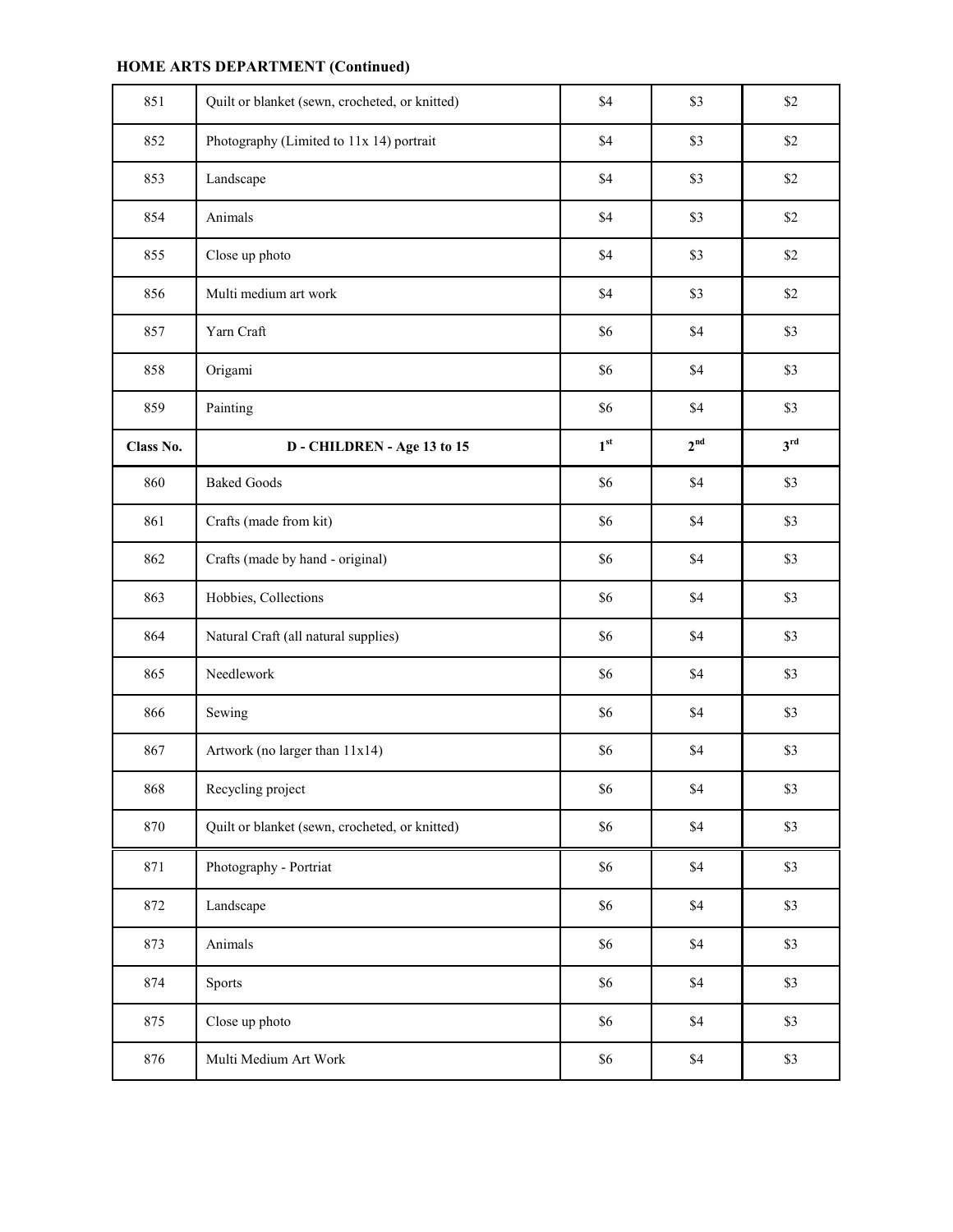**HOME ARTS DEPARTMENT (Continued)**

| | | | | |
|---|---|---|---|---|
| 851 | Quilt or blanket (sewn, crocheted, or knitted) | $4 | $3 | $2 |
| 852 | Photography (Limited to 11x 14) portrait | $4 | $3 | $2 |
| 853 | Landscape | $4 | $3 | $2 |
| 854 | Animals | $4 | $3 | $2 |
| 855 | Close up photo | $4 | $3 | $2 |
| 856 | Multi medium art work | $4 | $3 | $2 |
| 857 | Yarn Craft | $6 | $4 | $3 |
| 858 | Origami | $6 | $4 | $3 |
| 859 | Painting | $6 | $4 | $3 |
| **Class No.** | **D - CHILDREN - Age 13 to 15** | **1st** | **2nd** | **3rd** |
| 860 | Baked Goods | $6 | $4 | $3 |
| 861 | Crafts (made from kit) | $6 | $4 | $3 |
| 862 | Crafts (made by hand - original) | $6 | $4 | $3 |
| 863 | Hobbies, Collections | $6 | $4 | $3 |
| 864 | Natural Craft (all natural supplies) | $6 | $4 | $3 |
| 865 | Needlework | $6 | $4 | $3 |
| 866 | Sewing | $6 | $4 | $3 |
| 867 | Artwork (no larger than 11x14) | $6 | $4 | $3 |
| 868 | Recycling project | $6 | $4 | $3 |
| 870 | Quilt or blanket (sewn, crocheted, or knitted) | $6 | $4 | $3 |
| 871 | Photography - Portriat | $6 | $4 | $3 |
| 872 | Landscape | $6 | $4 | $3 |
| 873 | Animals | $6 | $4 | $3 |
| 874 | Sports | $6 | $4 | $3 |
| 875 | Close up photo | $6 | $4 | $3 |
| 876 | Multi Medium Art Work | $6 | $4 | $3 |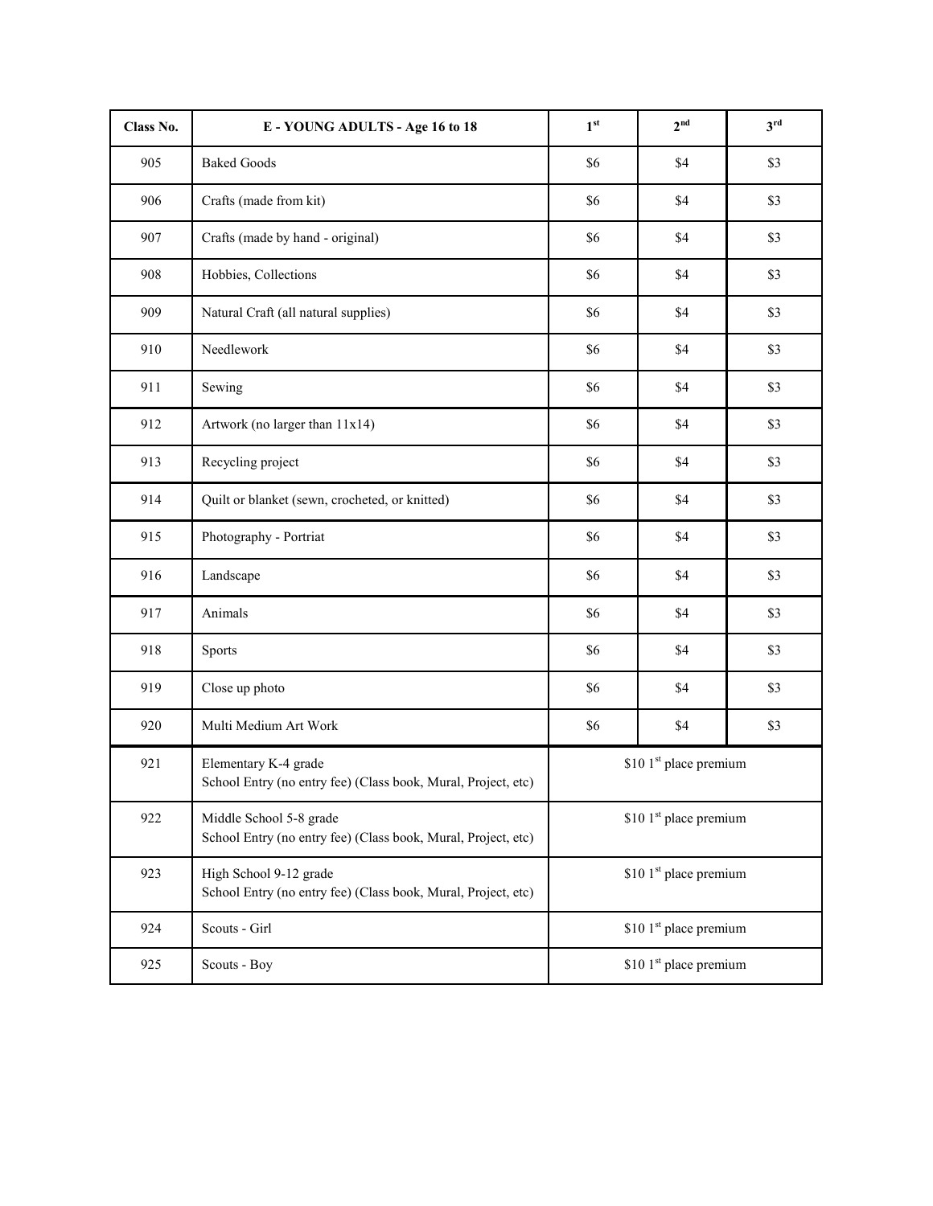| Class No. | E - YOUNG ADULTS - Age 16 to 18 | 1st | 2nd | 3rd |
|---|---|---|---|---|
| 905 | Baked Goods | $6 | $4 | $3 |
| 906 | Crafts (made from kit) | $6 | $4 | $3 |
| 907 | Crafts (made by hand - original) | $6 | $4 | $3 |
| 908 | Hobbies, Collections | $6 | $4 | $3 |
| 909 | Natural Craft (all natural supplies) | $6 | $4 | $3 |
| 910 | Needlework | $6 | $4 | $3 |
| 911 | Sewing | $6 | $4 | $3 |
| 912 | Artwork (no larger than 11x14) | $6 | $4 | $3 |
| 913 | Recycling project | $6 | $4 | $3 |
| 914 | Quilt or blanket (sewn, crocheted, or knitted) | $6 | $4 | $3 |
| 915 | Photography - Portriat | $6 | $4 | $3 |
| 916 | Landscape | $6 | $4 | $3 |
| 917 | Animals | $6 | $4 | $3 |
| 918 | Sports | $6 | $4 | $3 |
| 919 | Close up photo | $6 | $4 | $3 |
| 920 | Multi Medium Art Work | $6 | $4 | $3 |
| 921 | Elementary K-4 grade<br>School Entry (no entry fee) (Class book, Mural, Project, etc) | $10 1st place premium | | |
| 922 | Middle School 5-8 grade<br>School Entry (no entry fee) (Class book, Mural, Project, etc) | $10 1st place premium | | |
| 923 | High School 9-12 grade<br>School Entry (no entry fee) (Class book, Mural, Project, etc) | $10 1st place premium | | |
| 924 | Scouts - Girl | $10 1st place premium | | |
| 925 | Scouts - Boy | $10 1st place premium | | |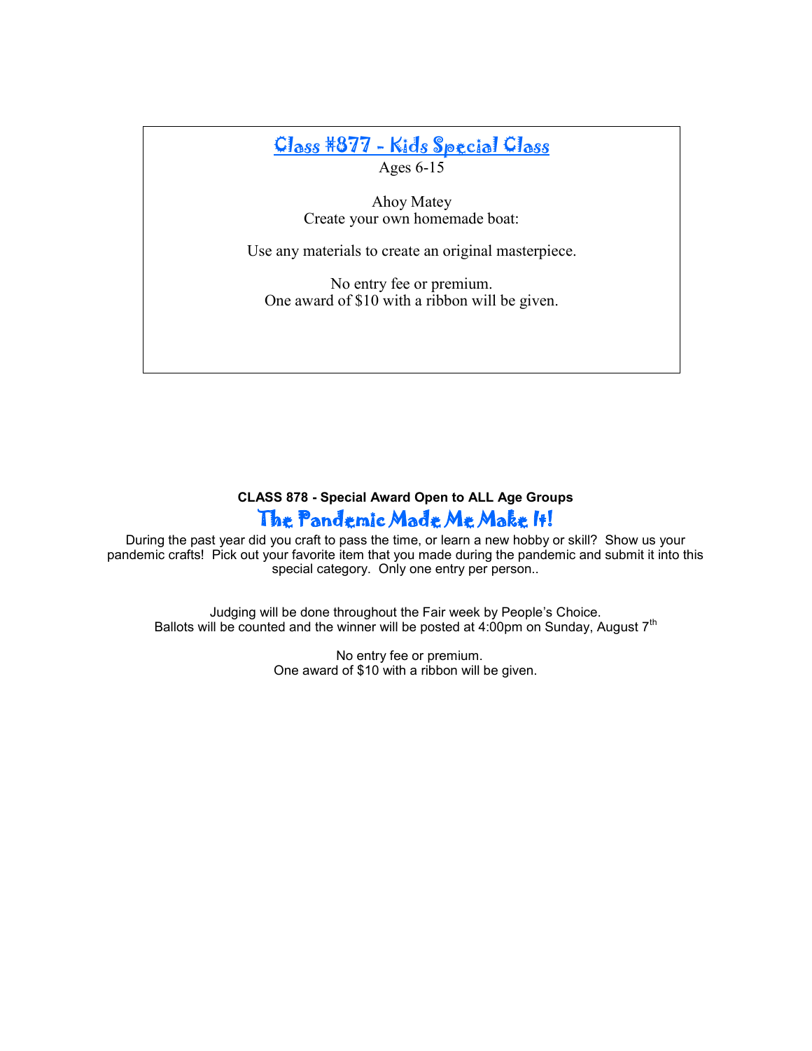## Class #877 - Kids Special Class

Ages 6-15

Ahoy Matey
Create your own homemade boat:

Use any materials to create an original masterpiece.

No entry fee or premium.
One award of $10 with a ribbon will be given.

**CLASS 878 - Special Award Open to ALL Age Groups**

## The Pandemic Made Me Make It!

During the past year did you craft to pass the time, or learn a new hobby or skill? Show us your pandemic crafts! Pick out your favorite item that you made during the pandemic and submit it into this special category. Only one entry per person..

Judging will be done throughout the Fair week by People's Choice.
Ballots will be counted and the winner will be posted at 4:00pm on Sunday, August 7th

No entry fee or premium.
One award of $10 with a ribbon will be given.